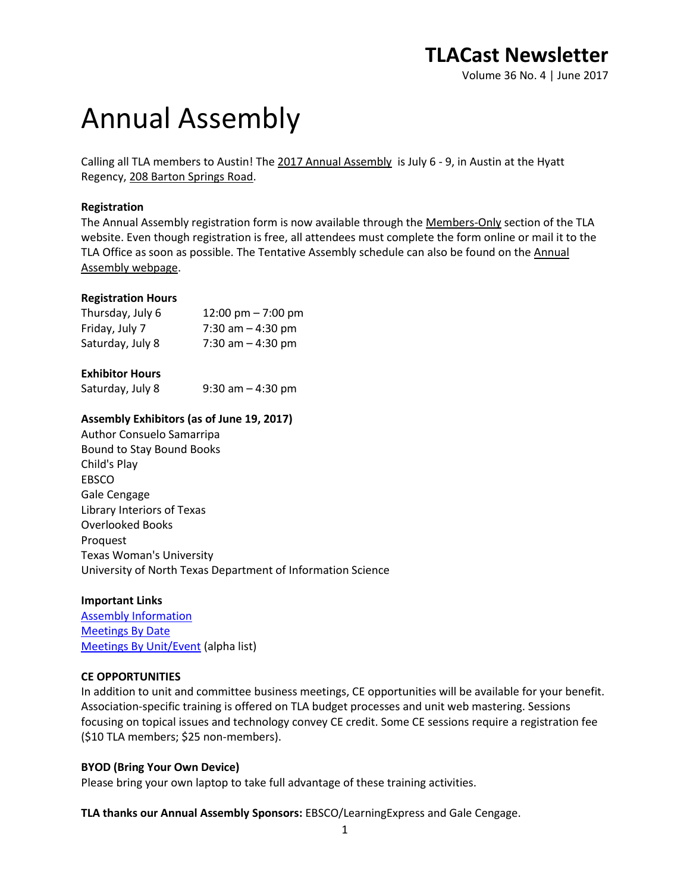# TLACast Newsletter

Volume 36 No. 4 | June 2017

# Annual Assembly

Calling all TLA members to Austin! The 2017 Annual Assembly is July 6 - 9, in Austin at the Hyatt Regency, 208 Barton Springs Road.

**Registration**

The Annual Assembly registration form is now available through the Members-Only section of the TLA website. Even though registration is free, all attendees must complete the form online or mail it to the TLA Office as soon as possible. The Tentative Assembly schedule can also be found on the Annual Assembly webpage.

**Registration Hours**

| | |
|---|---|
| Thursday, July 6 | 12:00 pm – 7:00 pm |
| Friday, July 7 | 7:30 am – 4:30 pm |
| Saturday, July 8 | 7:30 am – 4:30 pm |

**Exhibitor Hours**

| | |
|---|---|
| Saturday, July 8 | 9:30 am – 4:30 pm |

**Assembly Exhibitors (as of June 19, 2017)**

Author Consuelo Samarripa
Bound to Stay Bound Books
Child's Play
EBSCO
Gale Cengage
Library Interiors of Texas
Overlooked Books
Proquest
Texas Woman's University
University of North Texas Department of Information Science

**Important Links**

Assembly Information
Meetings By Date
Meetings By Unit/Event (alpha list)

**CE OPPORTUNITIES**

In addition to unit and committee business meetings, CE opportunities will be available for your benefit. Association-specific training is offered on TLA budget processes and unit web mastering. Sessions focusing on topical issues and technology convey CE credit. Some CE sessions require a registration fee ($10 TLA members; $25 non-members).

**BYOD (Bring Your Own Device)**

Please bring your own laptop to take full advantage of these training activities.

**TLA thanks our Annual Assembly Sponsors:** EBSCO/LearningExpress and Gale Cengage.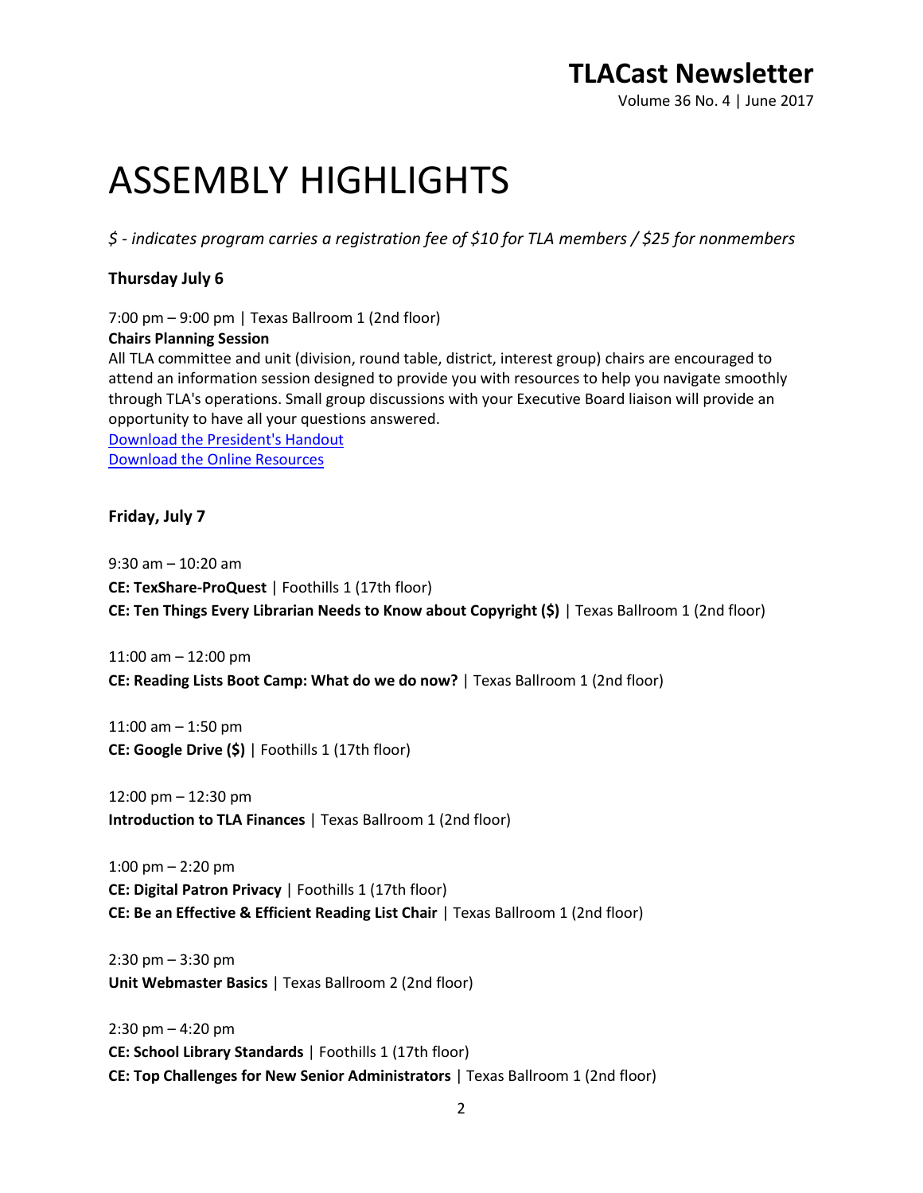# ASSEMBLY HIGHLIGHTS

*$ - indicates program carries a registration fee of $10 for TLA members / $25 for nonmembers*

**Thursday July 6**

7:00 pm – 9:00 pm | Texas Ballroom 1 (2nd floor)
**Chairs Planning Session**
All TLA committee and unit (division, round table, district, interest group) chairs are encouraged to attend an information session designed to provide you with resources to help you navigate smoothly through TLA's operations. Small group discussions with your Executive Board liaison will provide an opportunity to have all your questions answered.
Download the President's Handout
Download the Online Resources

**Friday, July 7**

9:30 am – 10:20 am
**CE: TexShare-ProQuest** | Foothills 1 (17th floor)
**CE: Ten Things Every Librarian Needs to Know about Copyright ($)** | Texas Ballroom 1 (2nd floor)

11:00 am – 12:00 pm
**CE: Reading Lists Boot Camp: What do we do now?** | Texas Ballroom 1 (2nd floor)

11:00 am – 1:50 pm
**CE: Google Drive ($)** | Foothills 1 (17th floor)

12:00 pm – 12:30 pm
**Introduction to TLA Finances** | Texas Ballroom 1 (2nd floor)

1:00 pm – 2:20 pm
**CE: Digital Patron Privacy** | Foothills 1 (17th floor)
**CE: Be an Effective & Efficient Reading List Chair** | Texas Ballroom 1 (2nd floor)

2:30 pm – 3:30 pm
**Unit Webmaster Basics** | Texas Ballroom 2 (2nd floor)

2:30 pm – 4:20 pm
**CE: School Library Standards** | Foothills 1 (17th floor)
**CE: Top Challenges for New Senior Administrators** | Texas Ballroom 1 (2nd floor)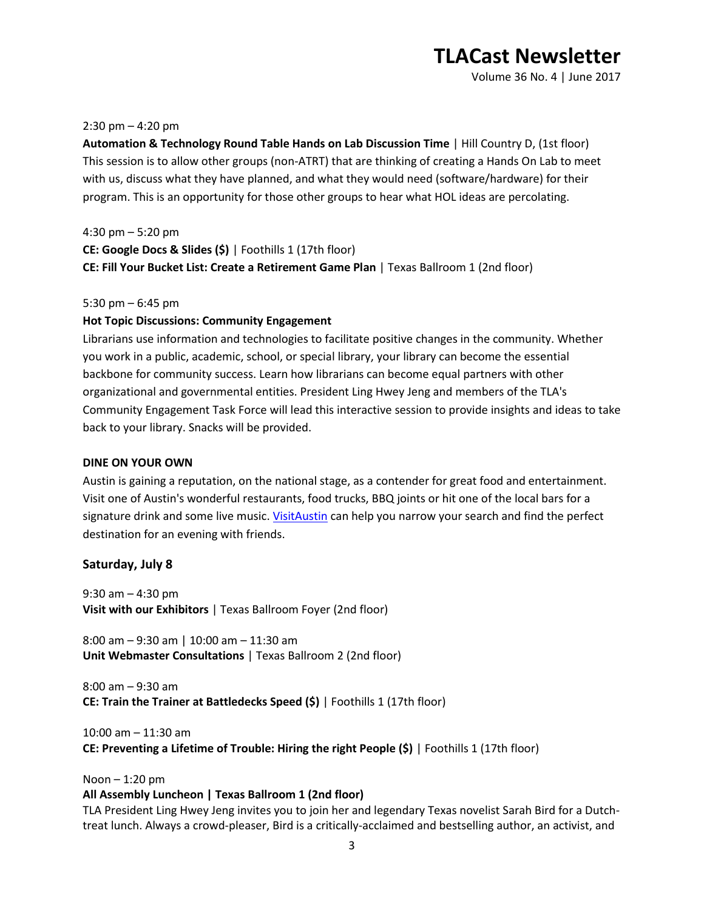2:30 pm – 4:20 pm

**Automation & Technology Round Table Hands on Lab Discussion Time** | Hill Country D, (1st floor)
This session is to allow other groups (non-ATRT) that are thinking of creating a Hands On Lab to meet with us, discuss what they have planned, and what they would need (software/hardware) for their program. This is an opportunity for those other groups to hear what HOL ideas are percolating.

4:30 pm – 5:20 pm

**CE: Google Docs & Slides ($)** | Foothills 1 (17th floor)

**CE: Fill Your Bucket List: Create a Retirement Game Plan** | Texas Ballroom 1 (2nd floor)

5:30 pm – 6:45 pm

**Hot Topic Discussions: Community Engagement**

Librarians use information and technologies to facilitate positive changes in the community. Whether you work in a public, academic, school, or special library, your library can become the essential backbone for community success. Learn how librarians can become equal partners with other organizational and governmental entities. President Ling Hwey Jeng and members of the TLA's Community Engagement Task Force will lead this interactive session to provide insights and ideas to take back to your library. Snacks will be provided.

**DINE ON YOUR OWN**

Austin is gaining a reputation, on the national stage, as a contender for great food and entertainment. Visit one of Austin's wonderful restaurants, food trucks, BBQ joints or hit one of the local bars for a signature drink and some live music. VisitAustin can help you narrow your search and find the perfect destination for an evening with friends.

### Saturday, July 8

9:30 am – 4:30 pm

**Visit with our Exhibitors** | Texas Ballroom Foyer (2nd floor)

8:00 am – 9:30 am | 10:00 am – 11:30 am

**Unit Webmaster Consultations** | Texas Ballroom 2 (2nd floor)

8:00 am – 9:30 am

**CE: Train the Trainer at Battledecks Speed ($)** | Foothills 1 (17th floor)

10:00 am – 11:30 am

**CE: Preventing a Lifetime of Trouble: Hiring the right People ($)** | Foothills 1 (17th floor)

Noon – 1:20 pm

**All Assembly Luncheon | Texas Ballroom 1 (2nd floor)**

TLA President Ling Hwey Jeng invites you to join her and legendary Texas novelist Sarah Bird for a Dutch-treat lunch. Always a crowd-pleaser, Bird is a critically-acclaimed and bestselling author, an activist, and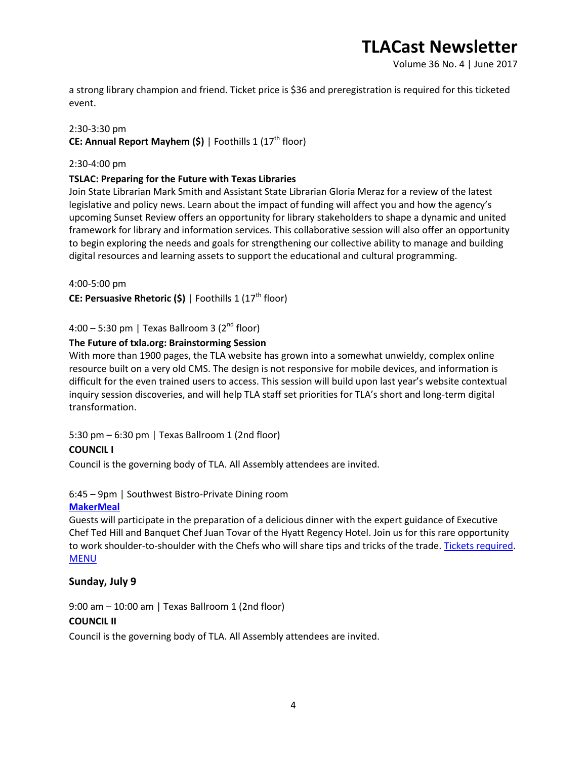a strong library champion and friend. Ticket price is $36 and preregistration is required for this ticketed event.

2:30-3:30 pm
**CE: Annual Report Mayhem ($)** | Foothills 1 (17th floor)

2:30-4:00 pm

**TSLAC: Preparing for the Future with Texas Libraries**
Join State Librarian Mark Smith and Assistant State Librarian Gloria Meraz for a review of the latest legislative and policy news. Learn about the impact of funding will affect you and how the agency's upcoming Sunset Review offers an opportunity for library stakeholders to shape a dynamic and united framework for library and information services. This collaborative session will also offer an opportunity to begin exploring the needs and goals for strengthening our collective ability to manage and building digital resources and learning assets to support the educational and cultural programming.

4:00-5:00 pm
**CE: Persuasive Rhetoric ($)** | Foothills 1 (17th floor)

4:00 – 5:30 pm | Texas Ballroom 3 (2nd floor)

**The Future of txla.org: Brainstorming Session**
With more than 1900 pages, the TLA website has grown into a somewhat unwieldy, complex online resource built on a very old CMS. The design is not responsive for mobile devices, and information is difficult for the even trained users to access. This session will build upon last year's website contextual inquiry session discoveries, and will help TLA staff set priorities for TLA's short and long-term digital transformation.

5:30 pm – 6:30 pm | Texas Ballroom 1 (2nd floor)

**COUNCIL I**

Council is the governing body of TLA. All Assembly attendees are invited.

6:45 – 9pm | Southwest Bistro-Private Dining room

**MakerMeal**

Guests will participate in the preparation of a delicious dinner with the expert guidance of Executive Chef Ted Hill and Banquet Chef Juan Tovar of the Hyatt Regency Hotel. Join us for this rare opportunity to work shoulder-to-shoulder with the Chefs who will share tips and tricks of the trade. Tickets required. MENU

**Sunday, July 9**

9:00 am – 10:00 am | Texas Ballroom 1 (2nd floor)

**COUNCIL II**

Council is the governing body of TLA. All Assembly attendees are invited.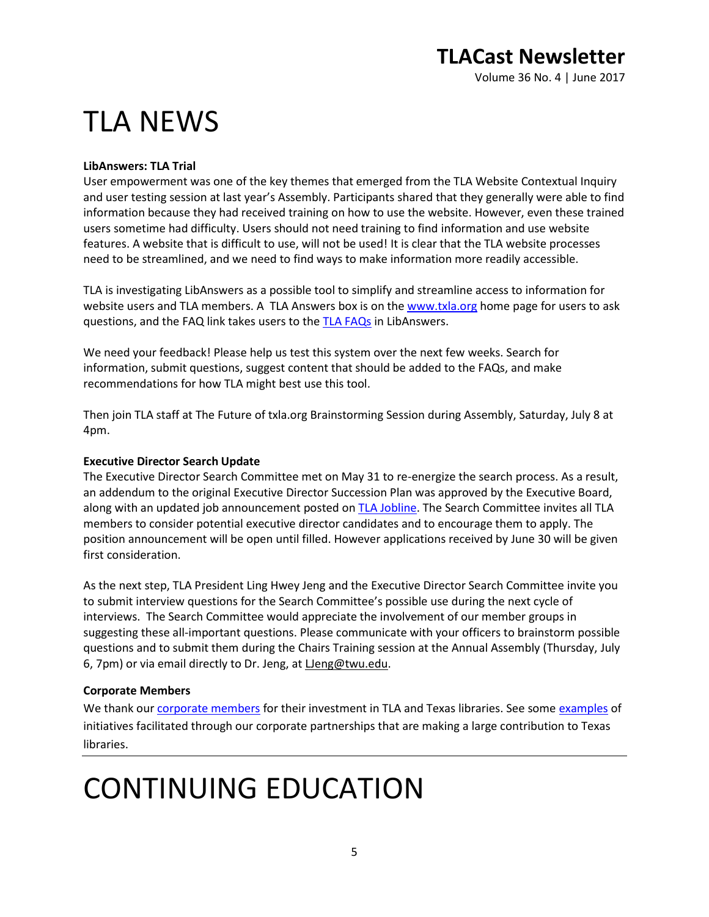# TLA NEWS

**LibAnswers: TLA Trial**

User empowerment was one of the key themes that emerged from the TLA Website Contextual Inquiry and user testing session at last year's Assembly. Participants shared that they generally were able to find information because they had received training on how to use the website. However, even these trained users sometime had difficulty. Users should not need training to find information and use website features. A website that is difficult to use, will not be used! It is clear that the TLA website processes need to be streamlined, and we need to find ways to make information more readily accessible.

TLA is investigating LibAnswers as a possible tool to simplify and streamline access to information for website users and TLA members. A TLA Answers box is on the www.txla.org home page for users to ask questions, and the FAQ link takes users to the TLA FAQs in LibAnswers.

We need your feedback! Please help us test this system over the next few weeks. Search for information, submit questions, suggest content that should be added to the FAQs, and make recommendations for how TLA might best use this tool.

Then join TLA staff at The Future of txla.org Brainstorming Session during Assembly, Saturday, July 8 at 4pm.

**Executive Director Search Update**

The Executive Director Search Committee met on May 31 to re-energize the search process. As a result, an addendum to the original Executive Director Succession Plan was approved by the Executive Board, along with an updated job announcement posted on TLA Jobline. The Search Committee invites all TLA members to consider potential executive director candidates and to encourage them to apply. The position announcement will be open until filled. However applications received by June 30 will be given first consideration.

As the next step, TLA President Ling Hwey Jeng and the Executive Director Search Committee invite you to submit interview questions for the Search Committee's possible use during the next cycle of interviews. The Search Committee would appreciate the involvement of our member groups in suggesting these all-important questions. Please communicate with your officers to brainstorm possible questions and to submit them during the Chairs Training session at the Annual Assembly (Thursday, July 6, 7pm) or via email directly to Dr. Jeng, at LJeng@twu.edu.

**Corporate Members**

We thank our corporate members for their investment in TLA and Texas libraries. See some examples of initiatives facilitated through our corporate partnerships that are making a large contribution to Texas libraries.

# CONTINUING EDUCATION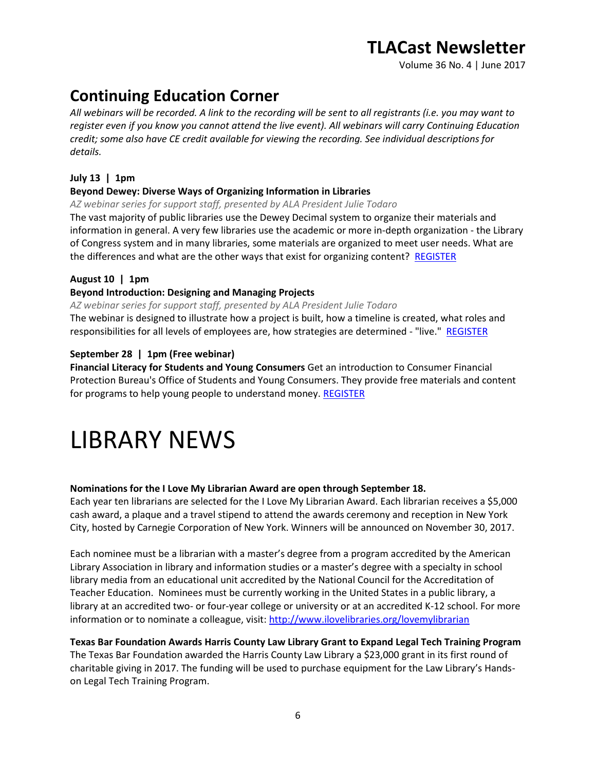## Continuing Education Corner

*All webinars will be recorded. A link to the recording will be sent to all registrants (i.e. you may want to register even if you know you cannot attend the live event). All webinars will carry Continuing Education credit; some also have CE credit available for viewing the recording. See individual descriptions for details.*

**July 13 | 1pm**

**Beyond Dewey: Diverse Ways of Organizing Information in Libraries**

*AZ webinar series for support staff, presented by ALA President Julie Todaro*

The vast majority of public libraries use the Dewey Decimal system to organize their materials and information in general. A very few libraries use the academic or more in-depth organization - the Library of Congress system and in many libraries, some materials are organized to meet user needs. What are the differences and what are the other ways that exist for organizing content? REGISTER

**August 10 | 1pm**

**Beyond Introduction: Designing and Managing Projects**

*AZ webinar series for support staff, presented by ALA President Julie Todaro*

The webinar is designed to illustrate how a project is built, how a timeline is created, what roles and responsibilities for all levels of employees are, how strategies are determined - "live." REGISTER

**September 28 | 1pm (Free webinar)**

**Financial Literacy for Students and Young Consumers** Get an introduction to Consumer Financial Protection Bureau's Office of Students and Young Consumers. They provide free materials and content for programs to help young people to understand money. REGISTER

# LIBRARY NEWS

**Nominations for the I Love My Librarian Award are open through September 18.**

Each year ten librarians are selected for the I Love My Librarian Award. Each librarian receives a $5,000 cash award, a plaque and a travel stipend to attend the awards ceremony and reception in New York City, hosted by Carnegie Corporation of New York. Winners will be announced on November 30, 2017.

Each nominee must be a librarian with a master's degree from a program accredited by the American Library Association in library and information studies or a master's degree with a specialty in school library media from an educational unit accredited by the National Council for the Accreditation of Teacher Education. Nominees must be currently working in the United States in a public library, a library at an accredited two- or four-year college or university or at an accredited K-12 school. For more information or to nominate a colleague, visit: http://www.ilovelibraries.org/lovemylibrarian

**Texas Bar Foundation Awards Harris County Law Library Grant to Expand Legal Tech Training Program**

The Texas Bar Foundation awarded the Harris County Law Library a $23,000 grant in its first round of charitable giving in 2017. The funding will be used to purchase equipment for the Law Library's Hands-on Legal Tech Training Program.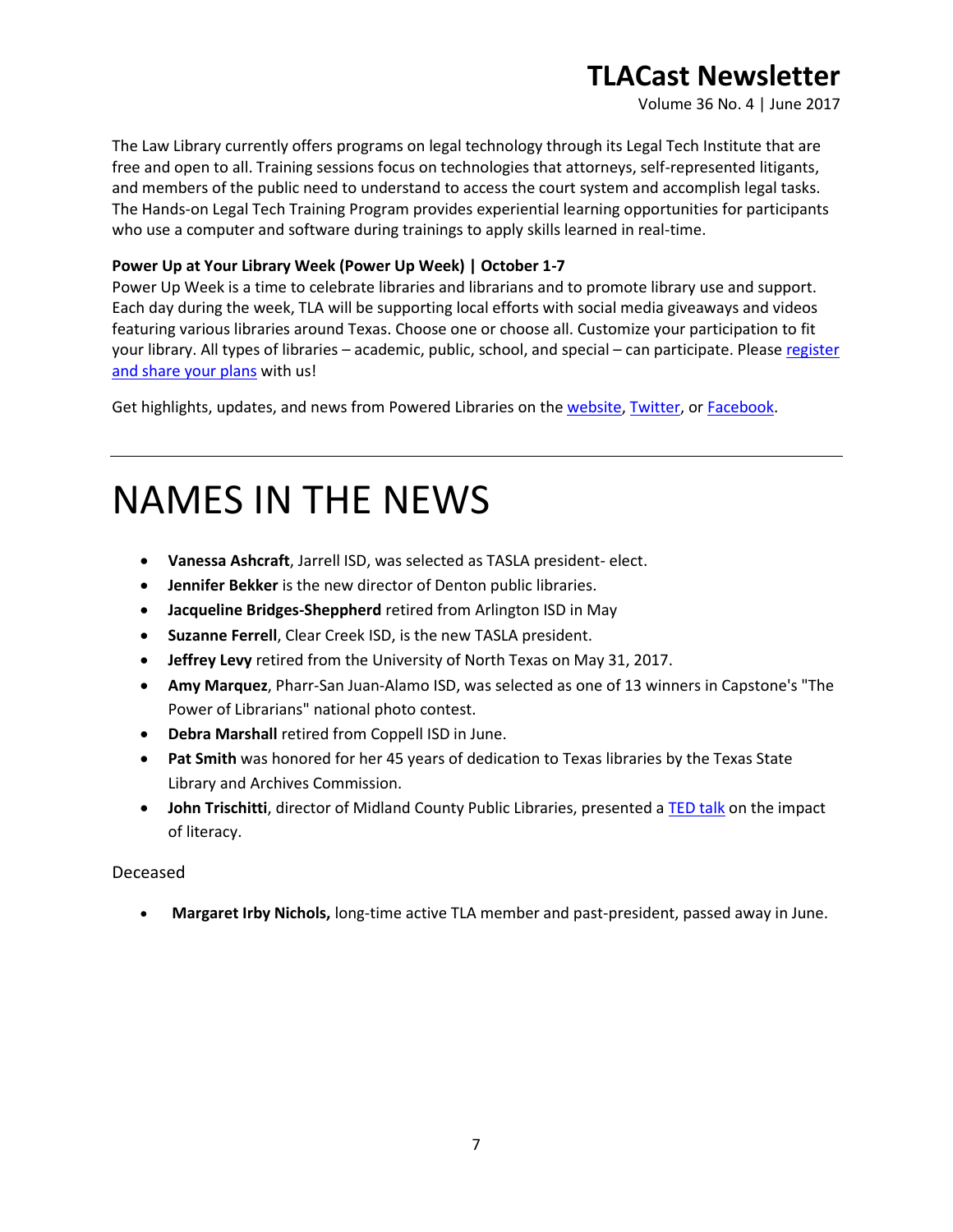The Law Library currently offers programs on legal technology through its Legal Tech Institute that are free and open to all. Training sessions focus on technologies that attorneys, self-represented litigants, and members of the public need to understand to access the court system and accomplish legal tasks. The Hands-on Legal Tech Training Program provides experiential learning opportunities for participants who use a computer and software during trainings to apply skills learned in real-time.

**Power Up at Your Library Week (Power Up Week) | October 1-7**

Power Up Week is a time to celebrate libraries and librarians and to promote library use and support. Each day during the week, TLA will be supporting local efforts with social media giveaways and videos featuring various libraries around Texas. Choose one or choose all. Customize your participation to fit your library. All types of libraries – academic, public, school, and special – can participate. Please register and share your plans with us!

Get highlights, updates, and news from Powered Libraries on the website, Twitter, or Facebook.

---

# NAMES IN THE NEWS

- **Vanessa Ashcraft**, Jarrell ISD, was selected as TASLA president- elect.
- **Jennifer Bekker** is the new director of Denton public libraries.
- **Jacqueline Bridges-Sheppherd** retired from Arlington ISD in May
- **Suzanne Ferrell**, Clear Creek ISD, is the new TASLA president.
- **Jeffrey Levy** retired from the University of North Texas on May 31, 2017.
- **Amy Marquez**, Pharr-San Juan-Alamo ISD, was selected as one of 13 winners in Capstone's "The Power of Librarians" national photo contest.
- **Debra Marshall** retired from Coppell ISD in June.
- **Pat Smith** was honored for her 45 years of dedication to Texas libraries by the Texas State Library and Archives Commission.
- **John Trischitti**, director of Midland County Public Libraries, presented a TED talk on the impact of literacy.

Deceased

- **Margaret Irby Nichols,** long-time active TLA member and past-president, passed away in June.